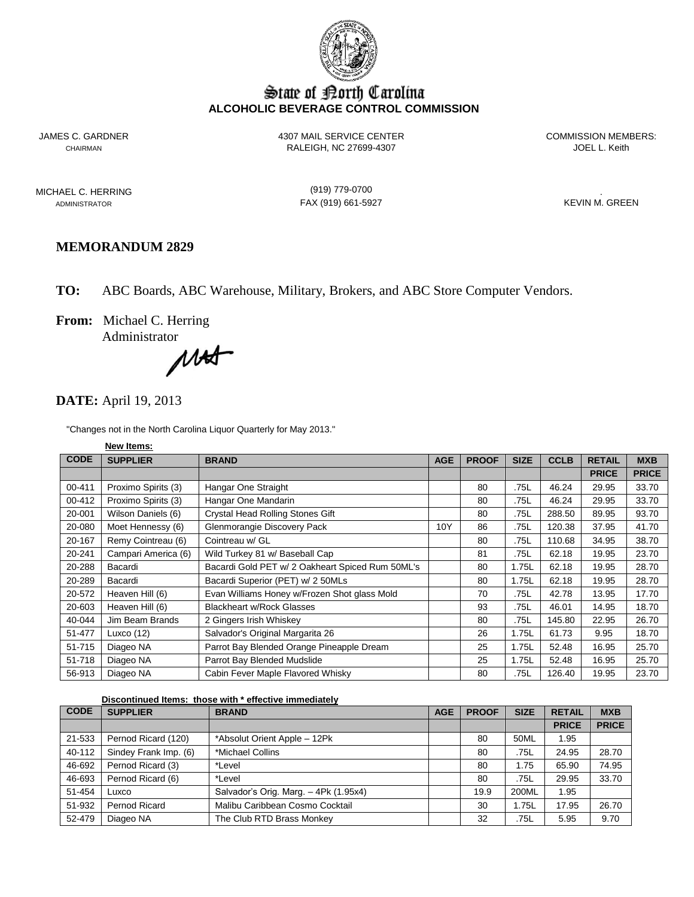# State of North Carolina
## ALCOHOLIC BEVERAGE CONTROL COMMISSION

JAMES C. GARDNER
CHAIRMAN

4307 MAIL SERVICE CENTER
RALEIGH, NC 27699-4307

COMMISSION MEMBERS:
JOEL L. Keith

MICHAEL C. HERRING
ADMINISTRATOR

(919) 779-0700
FAX (919) 661-5927

.
KEVIN M. GREEN

## MEMORANDUM 2829

**TO:** ABC Boards, ABC Warehouse, Military, Brokers, and ABC Store Computer Vendors.

**From:** Michael C. Herring
Administrator

**DATE:** April 19, 2013

"Changes not in the North Carolina Liquor Quarterly for May 2013."

**New Items:**

| CODE | SUPPLIER | BRAND | AGE | PROOF | SIZE | CCLB | RETAIL | MXB |
|---|---|---|---|---|---|---|---|---|
| | | | | | | | PRICE | PRICE |
| 00-411 | Proximo Spirits (3) | Hangar One Straight | | 80 | .75L | 46.24 | 29.95 | 33.70 |
| 00-412 | Proximo Spirits (3) | Hangar One Mandarin | | 80 | .75L | 46.24 | 29.95 | 33.70 |
| 20-001 | Wilson Daniels (6) | Crystal Head Rolling Stones Gift | | 80 | .75L | 288.50 | 89.95 | 93.70 |
| 20-080 | Moet Hennessy (6) | Glenmorangie Discovery Pack | 10Y | 86 | .75L | 120.38 | 37.95 | 41.70 |
| 20-167 | Remy Cointreau (6) | Cointreau w/ GL | | 80 | .75L | 110.68 | 34.95 | 38.70 |
| 20-241 | Campari America (6) | Wild Turkey 81 w/ Baseball Cap | | 81 | .75L | 62.18 | 19.95 | 23.70 |
| 20-288 | Bacardi | Bacardi Gold PET w/ 2 Oakheart Spiced Rum 50ML's | | 80 | 1.75L | 62.18 | 19.95 | 28.70 |
| 20-289 | Bacardi | Bacardi Superior (PET) w/ 2 50MLs | | 80 | 1.75L | 62.18 | 19.95 | 28.70 |
| 20-572 | Heaven Hill (6) | Evan Williams Honey w/Frozen Shot glass Mold | | 70 | .75L | 42.78 | 13.95 | 17.70 |
| 20-603 | Heaven Hill (6) | Blackheart w/Rock Glasses | | 93 | .75L | 46.01 | 14.95 | 18.70 |
| 40-044 | Jim Beam Brands | 2 Gingers Irish Whiskey | | 80 | .75L | 145.80 | 22.95 | 26.70 |
| 51-477 | Luxco (12) | Salvador's Original Margarita 26 | | 26 | 1.75L | 61.73 | 9.95 | 18.70 |
| 51-715 | Diageo NA | Parrot Bay Blended Orange Pineapple Dream | | 25 | 1.75L | 52.48 | 16.95 | 25.70 |
| 51-718 | Diageo NA | Parrot Bay Blended Mudslide | | 25 | 1.75L | 52.48 | 16.95 | 25.70 |
| 56-913 | Diageo NA | Cabin Fever Maple Flavored Whisky | | 80 | .75L | 126.40 | 19.95 | 23.70 |

**Discontinued Items: those with * effective immediately**

| CODE | SUPPLIER | BRAND | AGE | PROOF | SIZE | RETAIL | MXB |
|---|---|---|---|---|---|---|---|
| | | | | | | PRICE | PRICE |
| 21-533 | Pernod Ricard (120) | *Absolut Orient Apple – 12Pk | | 80 | 50ML | 1.95 | |
| 40-112 | Sindey Frank Imp. (6) | *Michael Collins | | 80 | .75L | 24.95 | 28.70 |
| 46-692 | Pernod Ricard (3) | *Level | | 80 | 1.75 | 65.90 | 74.95 |
| 46-693 | Pernod Ricard (6) | *Level | | 80 | .75L | 29.95 | 33.70 |
| 51-454 | Luxco | Salvador's Orig. Marg. – 4Pk (1.95x4) | | 19.9 | 200ML | 1.95 | |
| 51-932 | Pernod Ricard | Malibu Caribbean Cosmo Cocktail | | 30 | 1.75L | 17.95 | 26.70 |
| 52-479 | Diageo NA | The Club RTD Brass Monkey | | 32 | .75L | 5.95 | 9.70 |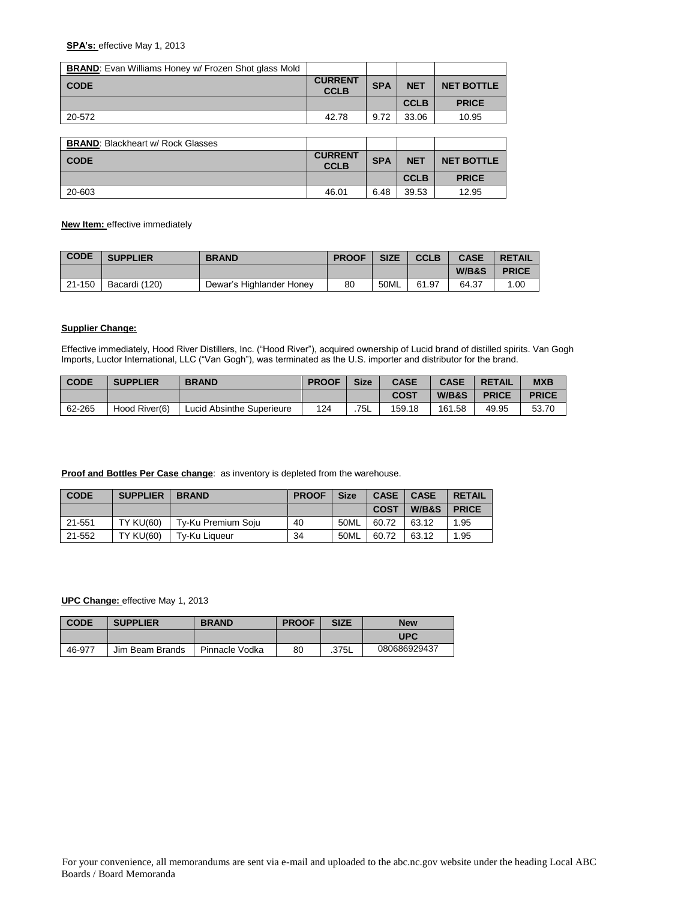**SPA's:** effective May 1, 2013

| **BRAND**: Evan Williams Honey w/ Frozen Shot glass Mold | | | | |
|---|---|---|---|---|
| **CODE** | **CURRENT CCLB** | **SPA** | **NET** | **NET BOTTLE** |
| | | | **CCLB** | **PRICE** |
| 20-572 | 42.78 | 9.72 | 33.06 | 10.95 |

| **BRAND**: Blackheart w/ Rock Glasses | | | | |
|---|---|---|---|---|
| **CODE** | **CURRENT CCLB** | **SPA** | **NET** | **NET BOTTLE** |
| | | | **CCLB** | **PRICE** |
| 20-603 | 46.01 | 6.48 | 39.53 | 12.95 |

**New Item:** effective immediately

| **CODE** | **SUPPLIER** | **BRAND** | **PROOF** | **SIZE** | **CCLB** | **CASE** | **RETAIL** |
|---|---|---|---|---|---|---|---|
| | | | | | | **W/B&S** | **PRICE** |
| 21-150 | Bacardi (120) | Dewar's Highlander Honey | 80 | 50ML | 61.97 | 64.37 | 1.00 |

**Supplier Change:**

Effective immediately, Hood River Distillers, Inc. ("Hood River"), acquired ownership of Lucid brand of distilled spirits. Van Gogh Imports, Luctor International, LLC ("Van Gogh"), was terminated as the U.S. importer and distributor for the brand.

| **CODE** | **SUPPLIER** | **BRAND** | **PROOF** | **Size** | **CASE** | **CASE** | **RETAIL** | **MXB** |
|---|---|---|---|---|---|---|---|---|
| | | | | | **COST** | **W/B&S** | **PRICE** | **PRICE** |
| 62-265 | Hood River(6) | Lucid Absinthe Superieure | 124 | .75L | 159.18 | 161.58 | 49.95 | 53.70 |

**Proof and Bottles Per Case change**: as inventory is depleted from the warehouse.

| **CODE** | **SUPPLIER** | **BRAND** | **PROOF** | **Size** | **CASE** | **CASE** | **RETAIL** |
|---|---|---|---|---|---|---|---|
| | | | | | **COST** | **W/B&S** | **PRICE** |
| 21-551 | TY KU(60) | Ty-Ku Premium Soju | 40 | 50ML | 60.72 | 63.12 | 1.95 |
| 21-552 | TY KU(60) | Ty-Ku Liqueur | 34 | 50ML | 60.72 | 63.12 | 1.95 |

**UPC Change:** effective May 1, 2013

| **CODE** | **SUPPLIER** | **BRAND** | **PROOF** | **SIZE** | **New** |
|---|---|---|---|---|---|
| | | | | | **UPC** |
| 46-977 | Jim Beam Brands | Pinnacle Vodka | 80 | .375L | 080686929437 |

For your convenience, all memorandums are sent via e-mail and uploaded to the abc.nc.gov website under the heading Local ABC Boards / Board Memoranda